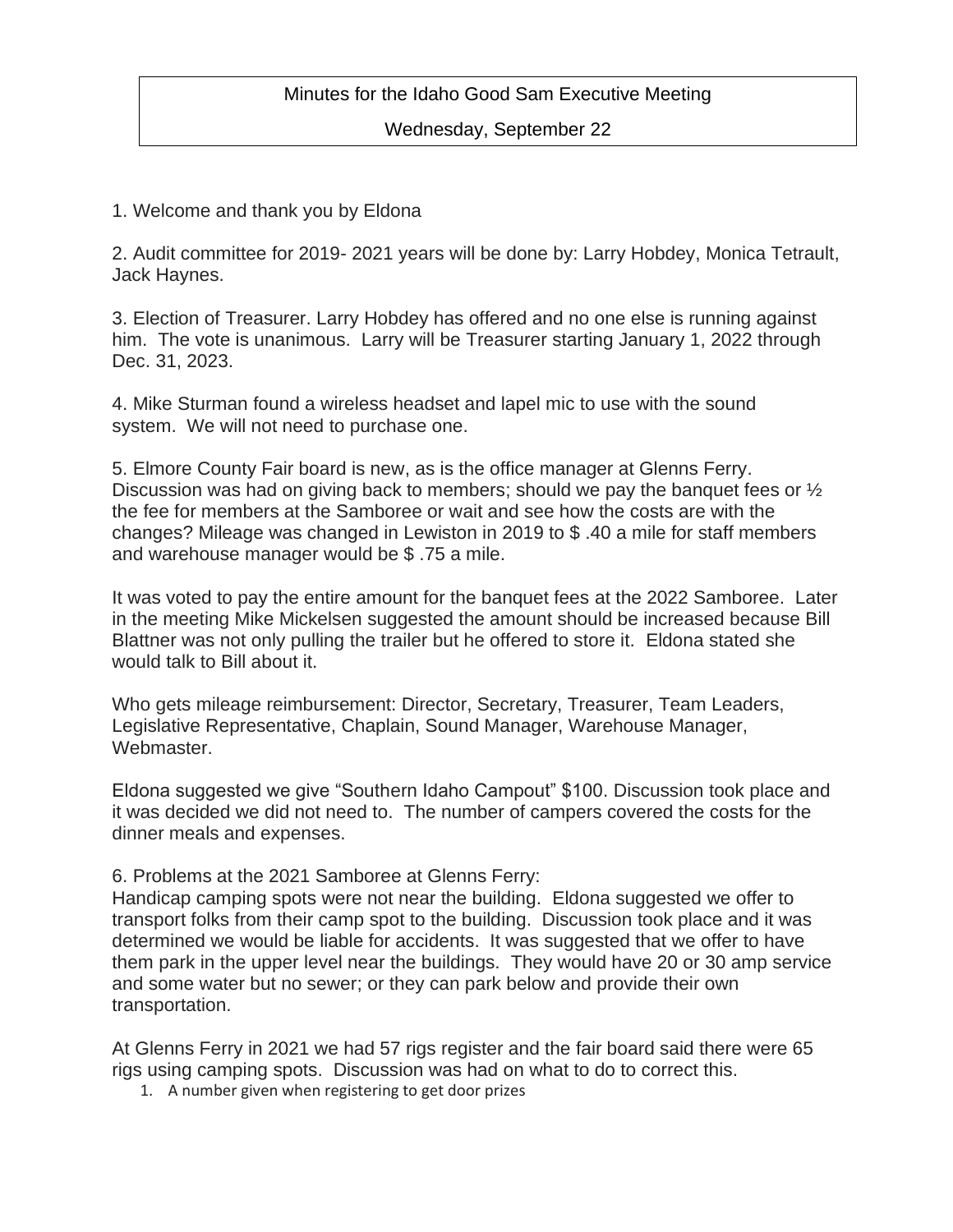# Minutes for the Idaho Good Sam Executive Meeting

## Wednesday, September 22

1. Welcome and thank you by Eldona

2. Audit committee for 2019- 2021 years will be done by: Larry Hobdey, Monica Tetrault, Jack Haynes.

3. Election of Treasurer. Larry Hobdey has offered and no one else is running against him. The vote is unanimous. Larry will be Treasurer starting January 1, 2022 through Dec. 31, 2023.

4. Mike Sturman found a wireless headset and lapel mic to use with the sound system. We will not need to purchase one.

5. Elmore County Fair board is new, as is the office manager at Glenns Ferry. Discussion was had on giving back to members; should we pay the banquet fees or ½ the fee for members at the Samboree or wait and see how the costs are with the changes? Mileage was changed in Lewiston in 2019 to $ .40 a mile for staff members and warehouse manager would be $ .75 a mile.

It was voted to pay the entire amount for the banquet fees at the 2022 Samboree. Later in the meeting Mike Mickelsen suggested the amount should be increased because Bill Blattner was not only pulling the trailer but he offered to store it. Eldona stated she would talk to Bill about it.

Who gets mileage reimbursement: Director, Secretary, Treasurer, Team Leaders, Legislative Representative, Chaplain, Sound Manager, Warehouse Manager, Webmaster.

Eldona suggested we give "Southern Idaho Campout" $100. Discussion took place and it was decided we did not need to. The number of campers covered the costs for the dinner meals and expenses.

6. Problems at the 2021 Samboree at Glenns Ferry:
Handicap camping spots were not near the building. Eldona suggested we offer to transport folks from their camp spot to the building. Discussion took place and it was determined we would be liable for accidents. It was suggested that we offer to have them park in the upper level near the buildings. They would have 20 or 30 amp service and some water but no sewer; or they can park below and provide their own transportation.

At Glenns Ferry in 2021 we had 57 rigs register and the fair board said there were 65 rigs using camping spots. Discussion was had on what to do to correct this.

1. A number given when registering to get door prizes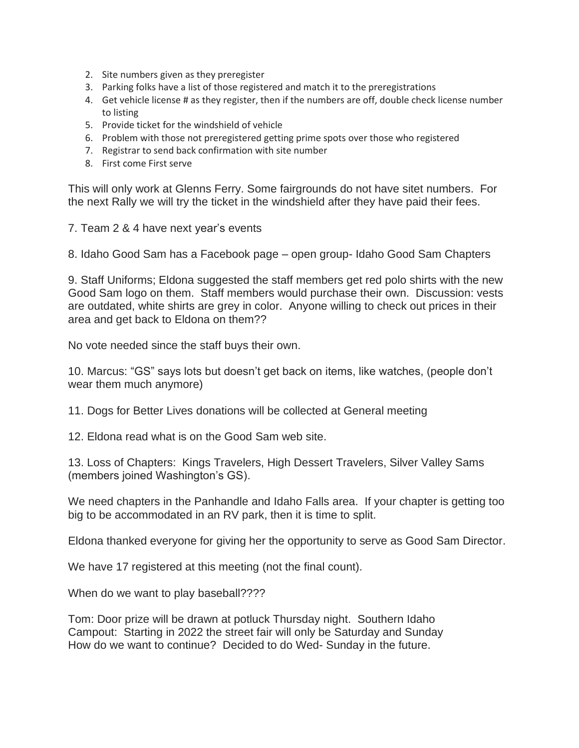2. Site numbers given as they preregister
3. Parking folks have a list of those registered and match it to the preregistrations
4. Get vehicle license # as they register, then if the numbers are off, double check license number to listing
5. Provide ticket for the windshield of vehicle
6. Problem with those not preregistered getting prime spots over those who registered
7. Registrar to send back confirmation with site number
8. First come First serve

This will only work at Glenns Ferry. Some fairgrounds do not have sitet numbers. For the next Rally we will try the ticket in the windshield after they have paid their fees.

7. Team 2 & 4 have next year's events

8. Idaho Good Sam has a Facebook page – open group- Idaho Good Sam Chapters

9. Staff Uniforms; Eldona suggested the staff members get red polo shirts with the new Good Sam logo on them. Staff members would purchase their own. Discussion: vests are outdated, white shirts are grey in color. Anyone willing to check out prices in their area and get back to Eldona on them??

No vote needed since the staff buys their own.

10. Marcus: "GS" says lots but doesn't get back on items, like watches, (people don't wear them much anymore)

11. Dogs for Better Lives donations will be collected at General meeting

12. Eldona read what is on the Good Sam web site.

13. Loss of Chapters: Kings Travelers, High Dessert Travelers, Silver Valley Sams (members joined Washington's GS).

We need chapters in the Panhandle and Idaho Falls area. If your chapter is getting too big to be accommodated in an RV park, then it is time to split.

Eldona thanked everyone for giving her the opportunity to serve as Good Sam Director.

We have 17 registered at this meeting (not the final count).

When do we want to play baseball????

Tom: Door prize will be drawn at potluck Thursday night. Southern Idaho Campout: Starting in 2022 the street fair will only be Saturday and Sunday How do we want to continue? Decided to do Wed- Sunday in the future.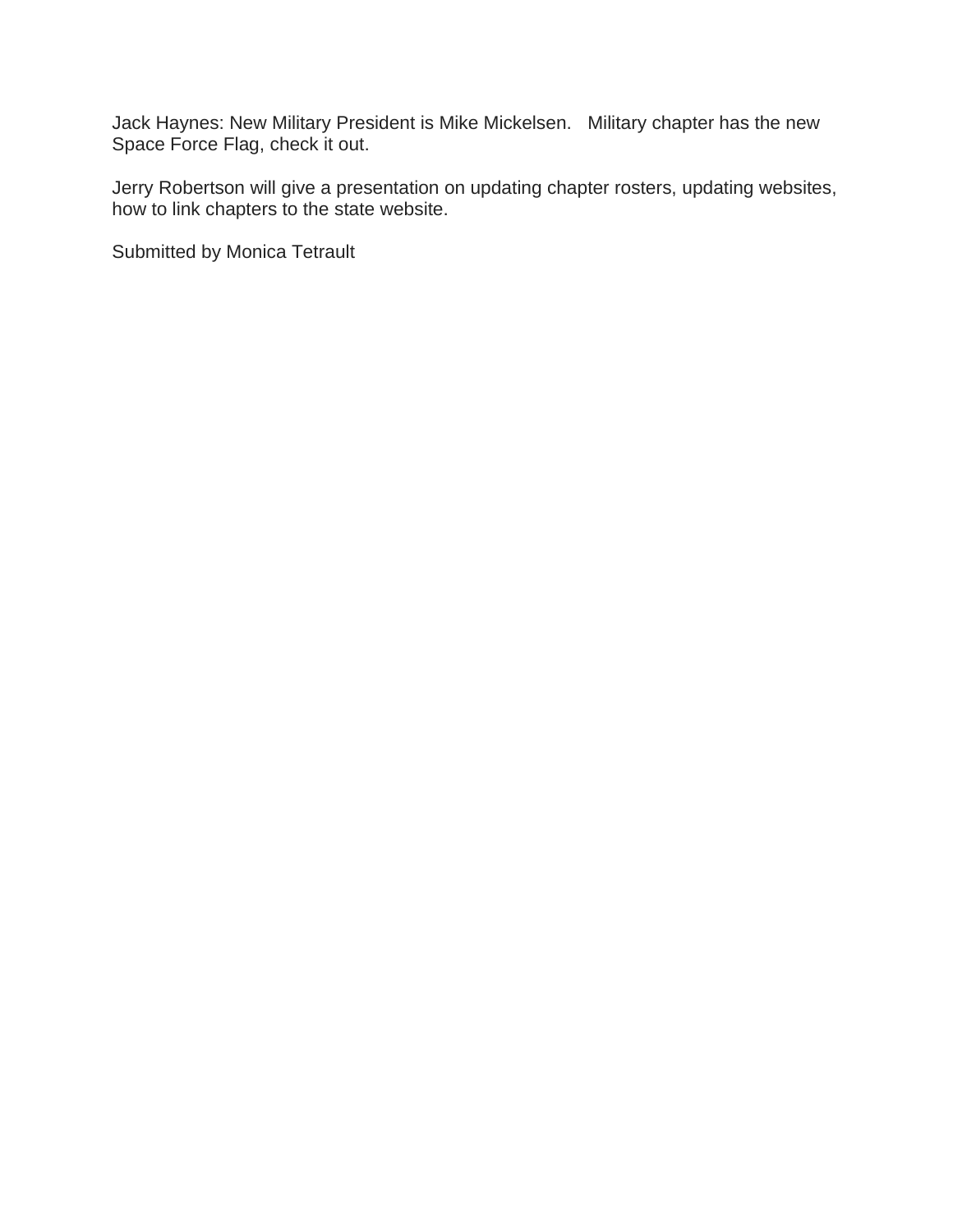Jack Haynes: New Military President is Mike Mickelsen. Military chapter has the new Space Force Flag, check it out.

Jerry Robertson will give a presentation on updating chapter rosters, updating websites, how to link chapters to the state website.

Submitted by Monica Tetrault